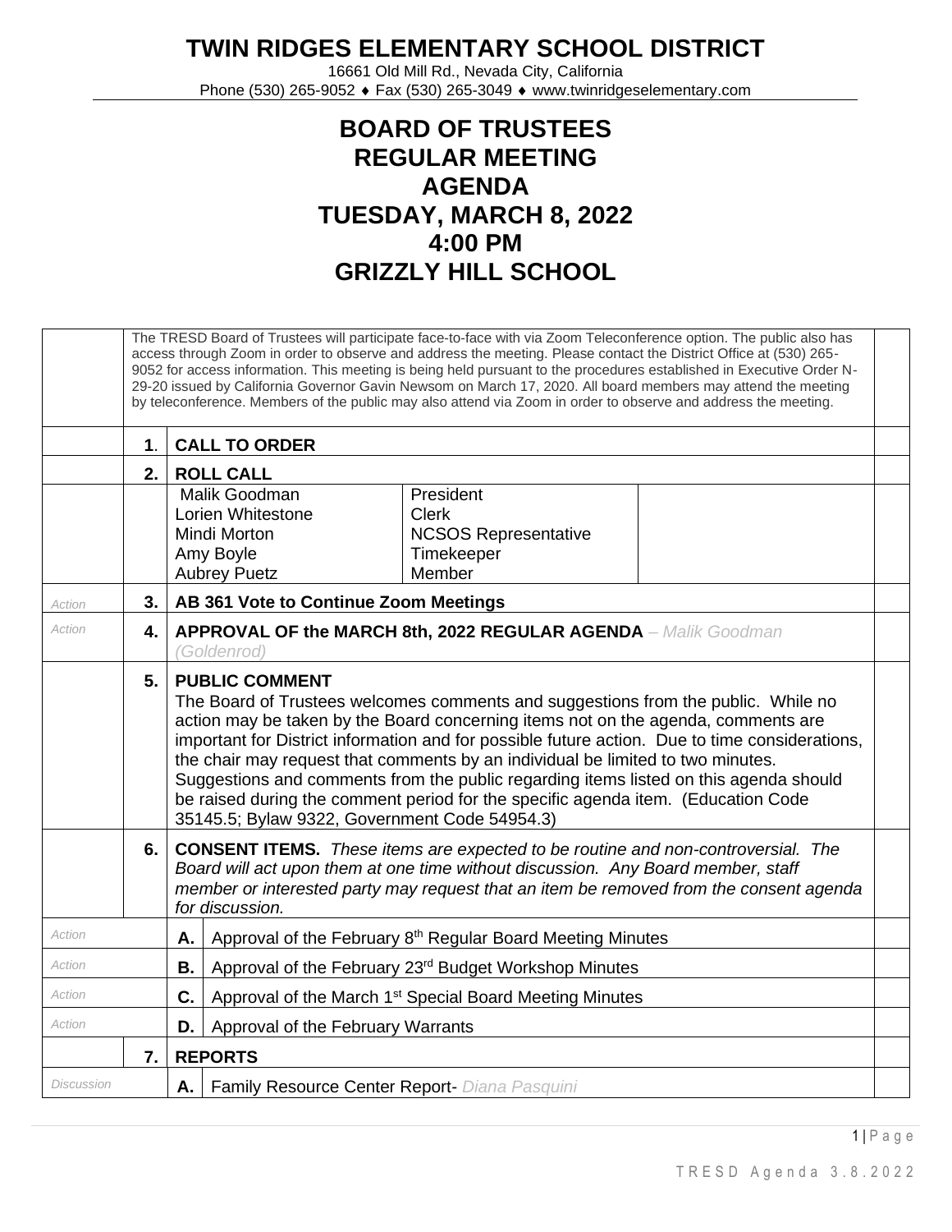# TWIN RIDGES ELEMENTARY SCHOOL DISTRICT

16661 Old Mill Rd., Nevada City, California
Phone (530) 265-9052 ♦ Fax (530) 265-3049 ♦ www.twinridgeselementary.com

# BOARD OF TRUSTEES
# REGULAR MEETING
# AGENDA
# TUESDAY, MARCH 8, 2022
# 4:00 PM
# GRIZZLY HILL SCHOOL

| | | | | |
|---|---|---|---|---|
| | | The TRESD Board of Trustees will participate face-to-face with via Zoom Teleconference option. The public also has access through Zoom in order to observe and address the meeting. Please contact the District Office at (530) 265-9052 for access information. This meeting is being held pursuant to the procedures established in Executive Order N-29-20 issued by California Governor Gavin Newsom on March 17, 2020. All board members may attend the meeting by teleconference. Members of the public may also attend via Zoom in order to observe and address the meeting. | | |
| | **1.** | **CALL TO ORDER** | | |
| | **2.** | **ROLL CALL** | | |
| | | Malik Goodman<br>Lorien Whitestone<br>Mindi Morton<br>Amy Boyle<br>Aubrey Puetz | President<br>Clerk<br>NCSOS Representative<br>Timekeeper<br>Member | |
| *Action* | **3.** | **AB 361 Vote to Continue Zoom Meetings** | | |
| *Action* | **4.** | **APPROVAL OF the MARCH 8th, 2022 REGULAR AGENDA** – *Malik Goodman (Goldenrod)* | | |
| | **5.** | **PUBLIC COMMENT**<br>The Board of Trustees welcomes comments and suggestions from the public. While no action may be taken by the Board concerning items not on the agenda, comments are important for District information and for possible future action. Due to time considerations, the chair may request that comments by an individual be limited to two minutes. Suggestions and comments from the public regarding items listed on this agenda should be raised during the comment period for the specific agenda item. (Education Code 35145.5; Bylaw 9322, Government Code 54954.3) | | |
| | **6.** | **CONSENT ITEMS.** *These items are expected to be routine and non-controversial. The Board will act upon them at one time without discussion. Any Board member, staff member or interested party may request that an item be removed from the consent agenda for discussion.* | | |
| *Action* | **A.** | Approval of the February 8th Regular Board Meeting Minutes | | |
| *Action* | **B.** | Approval of the February 23rd Budget Workshop Minutes | | |
| *Action* | **C.** | Approval of the March 1st Special Board Meeting Minutes | | |
| *Action* | **D.** | Approval of the February Warrants | | |
| | **7.** | **REPORTS** | | |
| *Discussion* | **A.** | Family Resource Center Report- *Diana Pasquini* | | |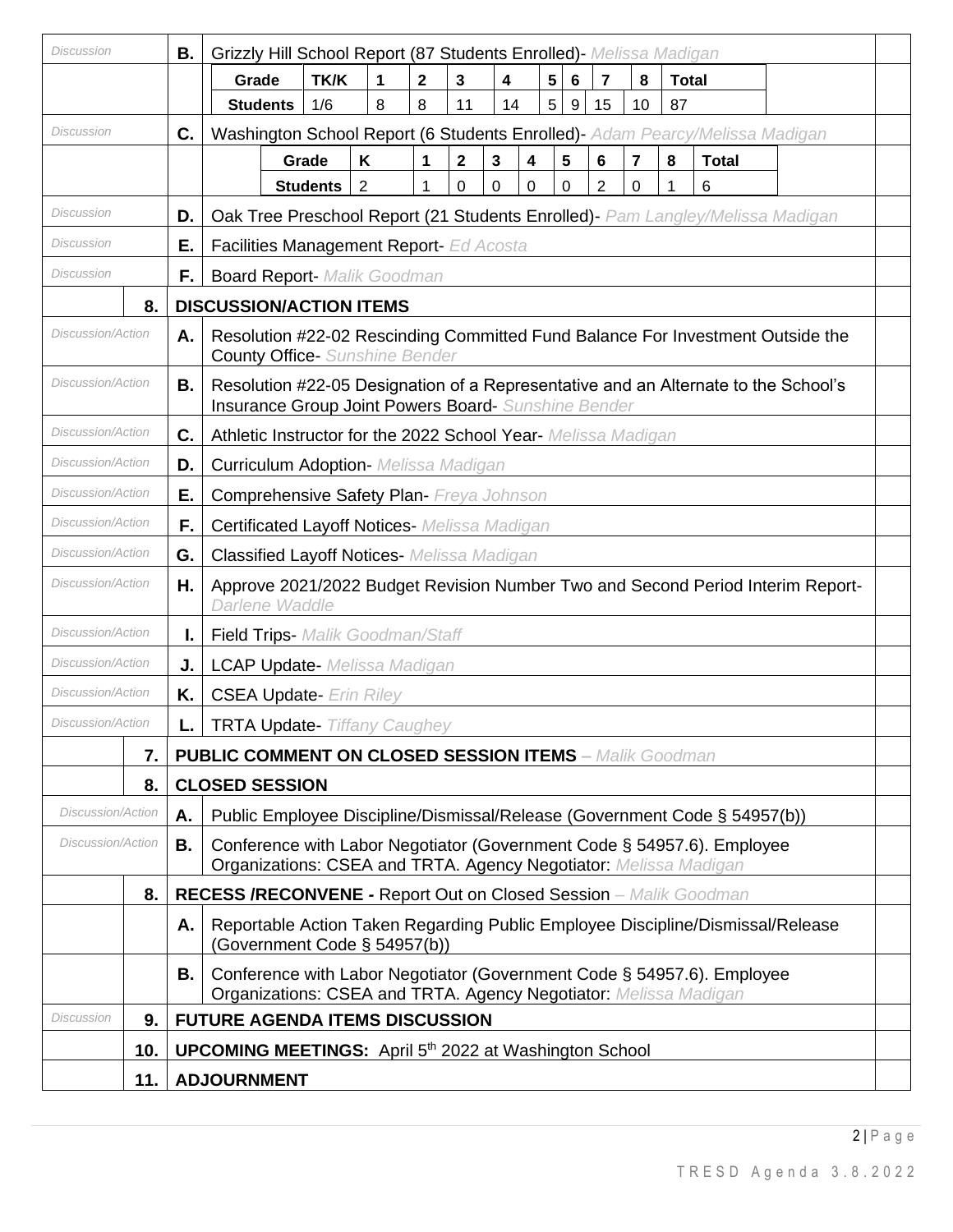| | | | |
|---|---|---|---|
| *Discussion* | | **B.** | Grizzly Hill School Report (87 Students Enrolled)- *Melissa Madigan* |

| Grade | TK/K | 1 | 2 | 3 | 4 | 5 | 6 | 7 | 8 | Total |
|---|---|---|---|---|---|---|---|---|---|---|
| **Students** | 1/6 | 8 | 8 | 11 | 14 | 5 | 9 | 15 | 10 | 87 |

| | | | |
|---|---|---|---|
| *Discussion* | | **C.** | Washington School Report (6 Students Enrolled)- *Adam Pearcy/Melissa Madigan* |

| Grade | K | 1 | 2 | 3 | 4 | 5 | 6 | 7 | 8 | Total |
|---|---|---|---|---|---|---|---|---|---|---|
| **Students** | 2 | 1 | 0 | 0 | 0 | 0 | 2 | 0 | 1 | 6 |

| | | | |
|---|---|---|---|
| *Discussion* | | **D.** | Oak Tree Preschool Report (21 Students Enrolled)- *Pam Langley/Melissa Madigan* |
| *Discussion* | | **E.** | Facilities Management Report- *Ed Acosta* |
| *Discussion* | | **F.** | Board Report- *Malik Goodman* |
| | **8.** | **DISCUSSION/ACTION ITEMS** | |
| *Discussion/Action* | | **A.** | Resolution #22-02 Rescinding Committed Fund Balance For Investment Outside the County Office- *Sunshine Bender* |
| *Discussion/Action* | | **B.** | Resolution #22-05 Designation of a Representative and an Alternate to the School's Insurance Group Joint Powers Board- *Sunshine Bender* |
| *Discussion/Action* | | **C.** | Athletic Instructor for the 2022 School Year- *Melissa Madigan* |
| *Discussion/Action* | | **D.** | Curriculum Adoption- *Melissa Madigan* |
| *Discussion/Action* | | **E.** | Comprehensive Safety Plan- *Freya Johnson* |
| *Discussion/Action* | | **F.** | Certificated Layoff Notices- *Melissa Madigan* |
| *Discussion/Action* | | **G.** | Classified Layoff Notices- *Melissa Madigan* |
| *Discussion/Action* | | **H.** | Approve 2021/2022 Budget Revision Number Two and Second Period Interim Report- *Darlene Waddle* |
| *Discussion/Action* | | **I.** | Field Trips- *Malik Goodman/Staff* |
| *Discussion/Action* | | **J.** | LCAP Update- *Melissa Madigan* |
| *Discussion/Action* | | **K.** | CSEA Update- *Erin Riley* |
| *Discussion/Action* | | **L.** | TRTA Update- *Tiffany Caughey* |
| | **7.** | **PUBLIC COMMENT ON CLOSED SESSION ITEMS** – *Malik Goodman* | |
| | **8.** | **CLOSED SESSION** | |
| *Discussion/Action* | | **A.** | Public Employee Discipline/Dismissal/Release (Government Code § 54957(b)) |
| *Discussion/Action* | | **B.** | Conference with Labor Negotiator (Government Code § 54957.6). Employee Organizations: CSEA and TRTA. Agency Negotiator: *Melissa Madigan* |
| | **8.** | **RECESS /RECONVENE -** Report Out on Closed Session – *Malik Goodman* | |
| | | **A.** | Reportable Action Taken Regarding Public Employee Discipline/Dismissal/Release (Government Code § 54957(b)) |
| | | **B.** | Conference with Labor Negotiator (Government Code § 54957.6). Employee Organizations: CSEA and TRTA. Agency Negotiator: *Melissa Madigan* |
| *Discussion* | **9.** | **FUTURE AGENDA ITEMS DISCUSSION** | |
| | **10.** | **UPCOMING MEETINGS:** April 5th 2022 at Washington School | |
| | **11.** | **ADJOURNMENT** | |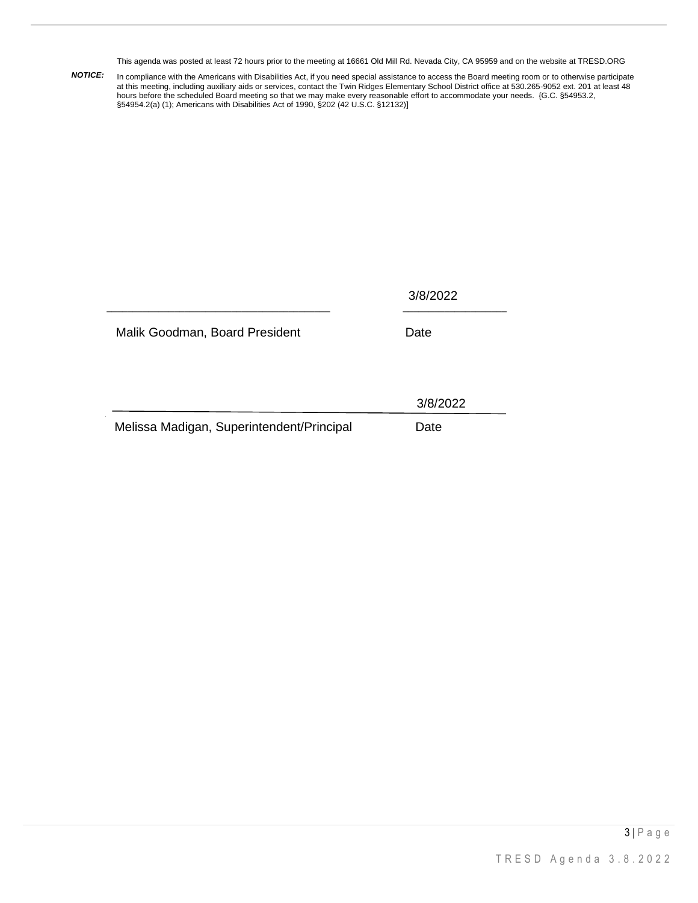This agenda was posted at least 72 hours prior to the meeting at 16661 Old Mill Rd. Nevada City, CA 95959 and on the website at TRESD.ORG

***NOTICE:*** In compliance with the Americans with Disabilities Act, if you need special assistance to access the Board meeting room or to otherwise participate at this meeting, including auxiliary aids or services, contact the Twin Ridges Elementary School District office at 530.265-9052 ext. 201 at least 48 hours before the scheduled Board meeting so that we may make every reasonable effort to accommodate your needs. {G.C. §54953.2, §54954.2(a) (1); Americans with Disabilities Act of 1990, §202 (42 U.S.C. §12132)]

3/8/2022

Malik Goodman, Board President — Date

3/8/2022

Melissa Madigan, Superintendent/Principal — Date